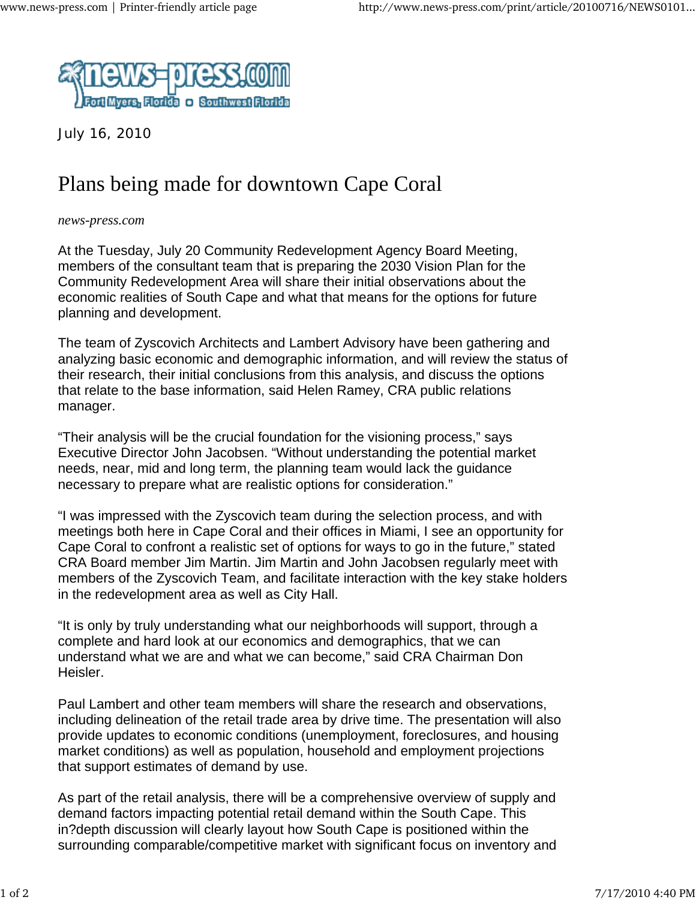July 16, 2010

# Plans being made for downtown Cape Coral

*news-press.com*

At the Tuesday, July 20 Community Redevelopment Agency Board Meeting, members of the consultant team that is preparing the 2030 Vision Plan for the Community Redevelopment Area will share their initial observations about the economic realities of South Cape and what that means for the options for future planning and development.

The team of Zyscovich Architects and Lambert Advisory have been gathering and analyzing basic economic and demographic information, and will review the status of their research, their initial conclusions from this analysis, and discuss the options that relate to the base information, said Helen Ramey, CRA public relations manager.

“Their analysis will be the crucial foundation for the visioning process,” says Executive Director John Jacobsen. “Without understanding the potential market needs, near, mid and long term, the planning team would lack the guidance necessary to prepare what are realistic options for consideration.”

“I was impressed with the Zyscovich team during the selection process, and with meetings both here in Cape Coral and their offices in Miami, I see an opportunity for Cape Coral to confront a realistic set of options for ways to go in the future,” stated CRA Board member Jim Martin. Jim Martin and John Jacobsen regularly meet with members of the Zyscovich Team, and facilitate interaction with the key stake holders in the redevelopment area as well as City Hall.

“It is only by truly understanding what our neighborhoods will support, through a complete and hard look at our economics and demographics, that we can understand what we are and what we can become,” said CRA Chairman Don Heisler.

Paul Lambert and other team members will share the research and observations, including delineation of the retail trade area by drive time. The presentation will also provide updates to economic conditions (unemployment, foreclosures, and housing market conditions) as well as population, household and employment projections that support estimates of demand by use.

As part of the retail analysis, there will be a comprehensive overview of supply and demand factors impacting potential retail demand within the South Cape. This in?depth discussion will clearly layout how South Cape is positioned within the surrounding comparable/competitive market with significant focus on inventory and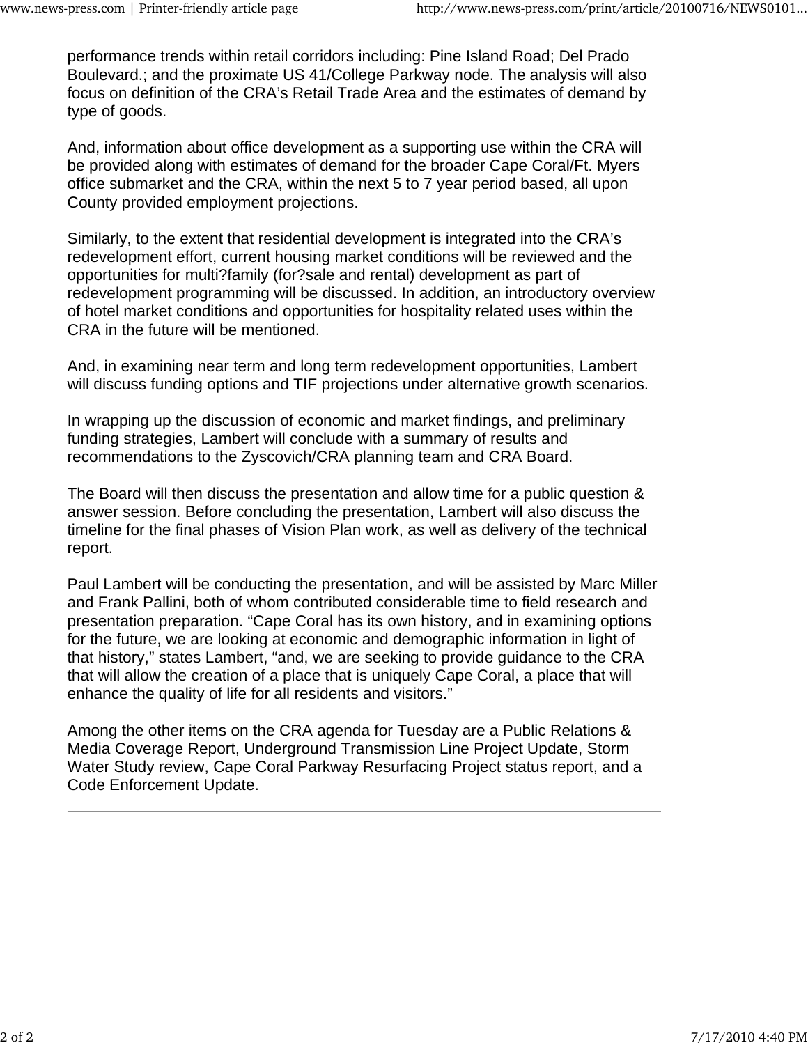performance trends within retail corridors including: Pine Island Road; Del Prado Boulevard.; and the proximate US 41/College Parkway node. The analysis will also focus on definition of the CRA's Retail Trade Area and the estimates of demand by type of goods.

And, information about office development as a supporting use within the CRA will be provided along with estimates of demand for the broader Cape Coral/Ft. Myers office submarket and the CRA, within the next 5 to 7 year period based, all upon County provided employment projections.

Similarly, to the extent that residential development is integrated into the CRA's redevelopment effort, current housing market conditions will be reviewed and the opportunities for multi?family (for?sale and rental) development as part of redevelopment programming will be discussed. In addition, an introductory overview of hotel market conditions and opportunities for hospitality related uses within the CRA in the future will be mentioned.

And, in examining near term and long term redevelopment opportunities, Lambert will discuss funding options and TIF projections under alternative growth scenarios.

In wrapping up the discussion of economic and market findings, and preliminary funding strategies, Lambert will conclude with a summary of results and recommendations to the Zyscovich/CRA planning team and CRA Board.

The Board will then discuss the presentation and allow time for a public question & answer session. Before concluding the presentation, Lambert will also discuss the timeline for the final phases of Vision Plan work, as well as delivery of the technical report.

Paul Lambert will be conducting the presentation, and will be assisted by Marc Miller and Frank Pallini, both of whom contributed considerable time to field research and presentation preparation. "Cape Coral has its own history, and in examining options for the future, we are looking at economic and demographic information in light of that history," states Lambert, "and, we are seeking to provide guidance to the CRA that will allow the creation of a place that is uniquely Cape Coral, a place that will enhance the quality of life for all residents and visitors."

Among the other items on the CRA agenda for Tuesday are a Public Relations & Media Coverage Report, Underground Transmission Line Project Update, Storm Water Study review, Cape Coral Parkway Resurfacing Project status report, and a Code Enforcement Update.